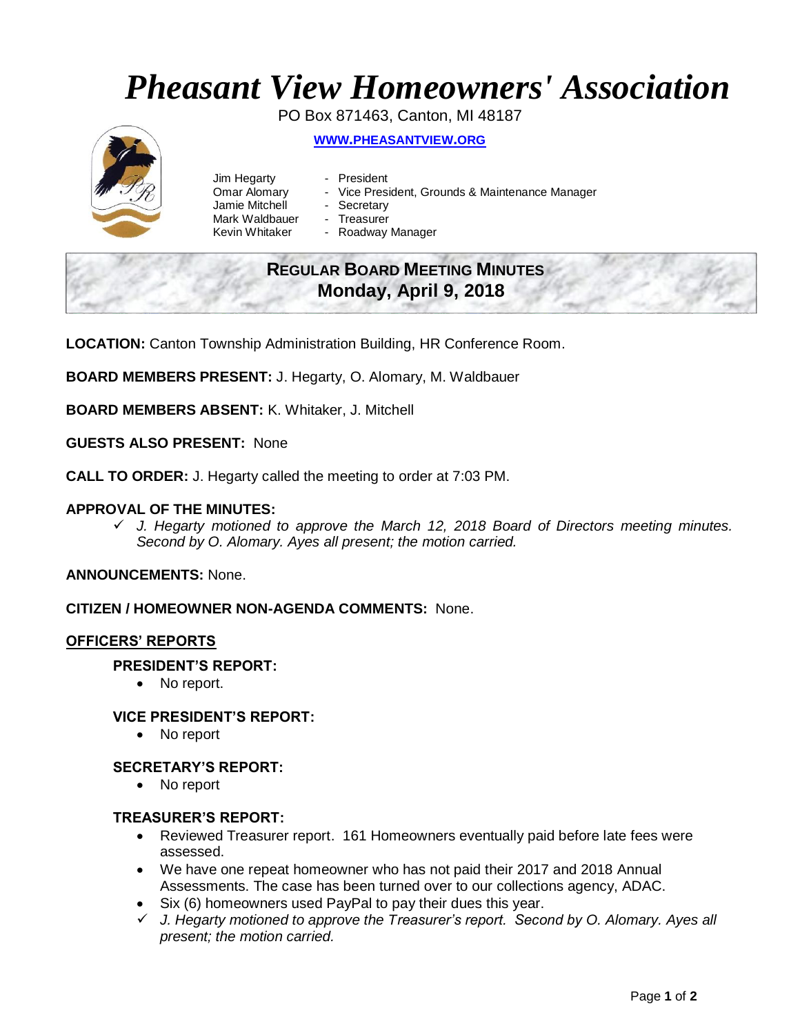# *Pheasant View Homeowners' Association*

PO Box 871463, Canton, MI 48187

**WWW.PHEASANTVIEW.ORG**

Jim Hegarty - President
Omar Alomary - Vice President, Grounds & Maintenance Manager
Jamie Mitchell - Secretary
Mark Waldbauer - Treasurer
Kevin Whitaker - Roadway Manager

## REGULAR BOARD MEETING MINUTES
## Monday, April 9, 2018

**LOCATION:** Canton Township Administration Building, HR Conference Room.

**BOARD MEMBERS PRESENT:** J. Hegarty, O. Alomary, M. Waldbauer

**BOARD MEMBERS ABSENT:** K. Whitaker, J. Mitchell

**GUESTS ALSO PRESENT:** None

**CALL TO ORDER:** J. Hegarty called the meeting to order at 7:03 PM.

**APPROVAL OF THE MINUTES:**

- ✓ *J. Hegarty motioned to approve the March 12, 2018 Board of Directors meeting minutes. Second by O. Alomary. Ayes all present; the motion carried.*

**ANNOUNCEMENTS:** None.

**CITIZEN / HOMEOWNER NON-AGENDA COMMENTS:** None.

## OFFICERS' REPORTS

### PRESIDENT'S REPORT:

- No report.

### VICE PRESIDENT'S REPORT:

- No report

### SECRETARY'S REPORT:

- No report

### TREASURER'S REPORT:

- Reviewed Treasurer report. 161 Homeowners eventually paid before late fees were assessed.
- We have one repeat homeowner who has not paid their 2017 and 2018 Annual Assessments. The case has been turned over to our collections agency, ADAC.
- Six (6) homeowners used PayPal to pay their dues this year.
- ✓ *J. Hegarty motioned to approve the Treasurer's report. Second by O. Alomary. Ayes all present; the motion carried.*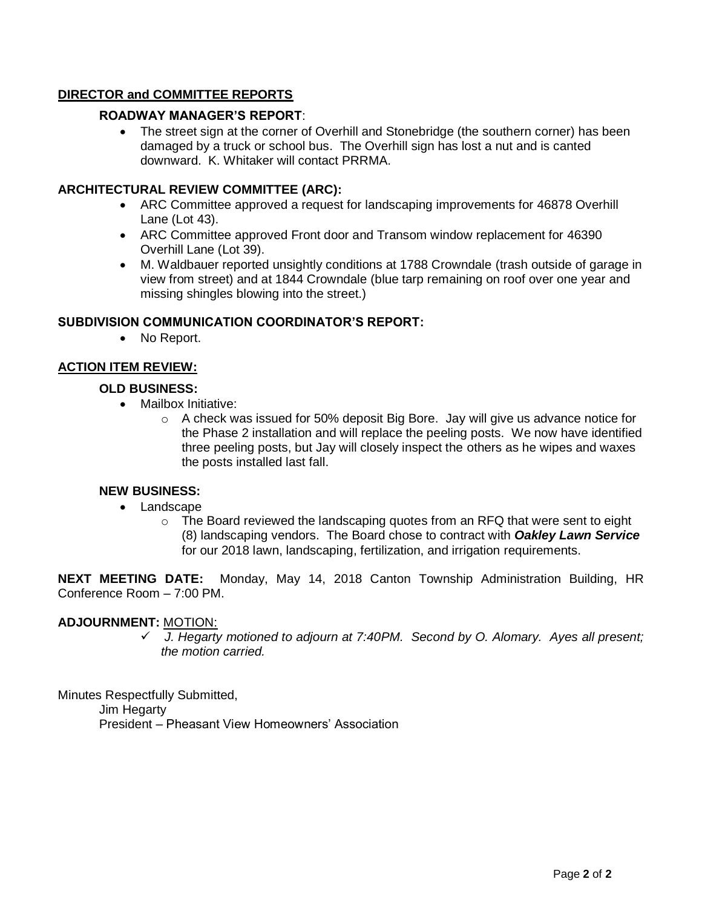## DIRECTOR and COMMITTEE REPORTS

### ROADWAY MANAGER'S REPORT:

- The street sign at the corner of Overhill and Stonebridge (the southern corner) has been damaged by a truck or school bus. The Overhill sign has lost a nut and is canted downward. K. Whitaker will contact PRRMA.

### ARCHITECTURAL REVIEW COMMITTEE (ARC):

- ARC Committee approved a request for landscaping improvements for 46878 Overhill Lane (Lot 43).
- ARC Committee approved Front door and Transom window replacement for 46390 Overhill Lane (Lot 39).
- M. Waldbauer reported unsightly conditions at 1788 Crowndale (trash outside of garage in view from street) and at 1844 Crowndale (blue tarp remaining on roof over one year and missing shingles blowing into the street.)

### SUBDIVISION COMMUNICATION COORDINATOR'S REPORT:

- No Report.

## ACTION ITEM REVIEW:

### OLD BUSINESS:

- Mailbox Initiative:
  - A check was issued for 50% deposit Big Bore. Jay will give us advance notice for the Phase 2 installation and will replace the peeling posts. We now have identified three peeling posts, but Jay will closely inspect the others as he wipes and waxes the posts installed last fall.

### NEW BUSINESS:

- Landscape
  - The Board reviewed the landscaping quotes from an RFQ that were sent to eight (8) landscaping vendors. The Board chose to contract with ***Oakley Lawn Service*** for our 2018 lawn, landscaping, fertilization, and irrigation requirements.

**NEXT MEETING DATE:** Monday, May 14, 2018 Canton Township Administration Building, HR Conference Room – 7:00 PM.

**ADJOURNMENT:** MOTION:

- ✓ *J. Hegarty motioned to adjourn at 7:40PM. Second by O. Alomary. Ayes all present; the motion carried.*

Minutes Respectfully Submitted,
Jim Hegarty
President – Pheasant View Homeowners' Association